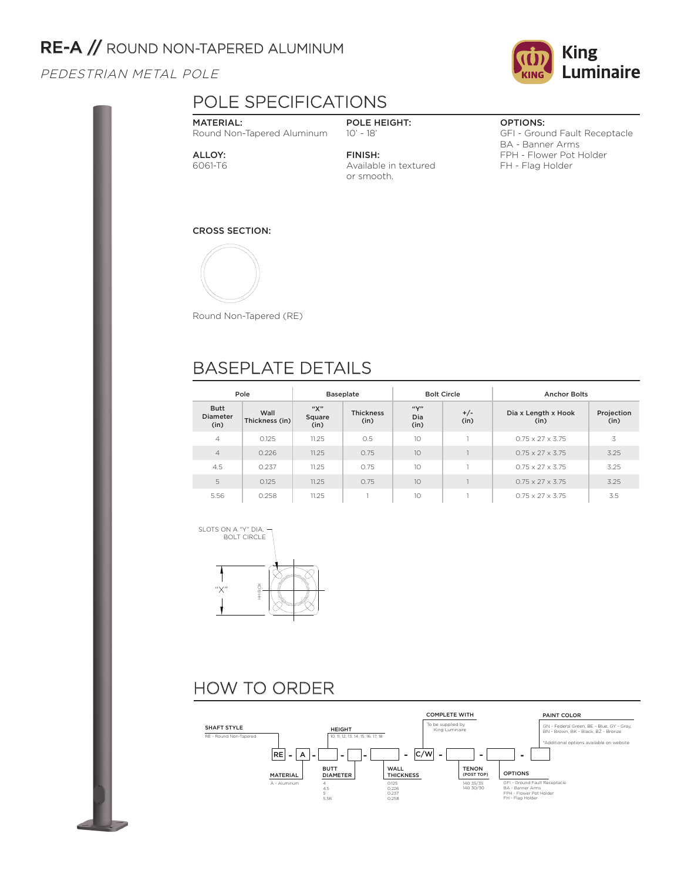# RE-A // ROUND NON-TAPERED ALUMINUM

*PEDESTRIAN METAL POLE*

King Luminaire

## POLE SPECIFICATIONS

**MATERIAL:**
Round Non-Tapered Aluminum

**ALLOY:**
6061-T6

**POLE HEIGHT:**
10' - 18'

**FINISH:**
Available in textured or smooth.

**OPTIONS:**
GFI - Ground Fault Receptacle
BA - Banner Arms
FPH - Flower Pot Holder
FH - Flag Holder

**CROSS SECTION:**

Round Non-Tapered (RE)

## BASEPLATE DETAILS

| Pole | | Baseplate | | Bolt Circle | | Anchor Bolts | |
|---|---|---|---|---|---|---|---|
| Butt Diameter (in) | Wall Thickness (in) | "X" Square (in) | Thickness (in) | "Y" Dia (in) | +/- (in) | Dia x Length x Hook (in) | Projection (in) |
| 4 | 0.125 | 11.25 | 0.5 | 10 | 1 | 0.75 x 27 x 3.75 | 3 |
| 4 | 0.226 | 11.25 | 0.75 | 10 | 1 | 0.75 x 27 x 3.75 | 3.25 |
| 4.5 | 0.237 | 11.25 | 0.75 | 10 | 1 | 0.75 x 27 x 3.75 | 3.25 |
| 5 | 0.125 | 11.25 | 0.75 | 10 | 1 | 0.75 x 27 x 3.75 | 3.25 |
| 5.56 | 0.258 | 11.25 | 1 | 10 | 1 | 0.75 x 27 x 3.75 | 3.5 |

SLOTS ON A "Y" DIA. BOLT CIRCLE

"X"

HHBOX

## HOW TO ORDER

RE - A - ___ - ___ - ___ - C/W - ___ - ___ - ___

**SHAFT STYLE**
RE - Round Non-Tapered

**MATERIAL**
A - Aluminum

**BUTT DIAMETER**
4
4.5
5
5.56

**HEIGHT**
10, 11, 12, 13, 14, 15, 16, 17, 18

**WALL THICKNESS**
0.125
0.226
0.237
0.258

**COMPLETE WITH**
To be supplied by King Luminaire

**TENON (POST TOP)**
140 35/35
140 30/30

**OPTIONS**
GFI - Ground Fault Receptacle
BA - Banner Arms
FPH - Flower Pot Holder
FH - Flag Holder

**PAINT COLOR**
GN - Federal Green, BE - Blue, GY - Gray, BN - Brown, BK - Black, BZ - Bronze

*Additional options available on website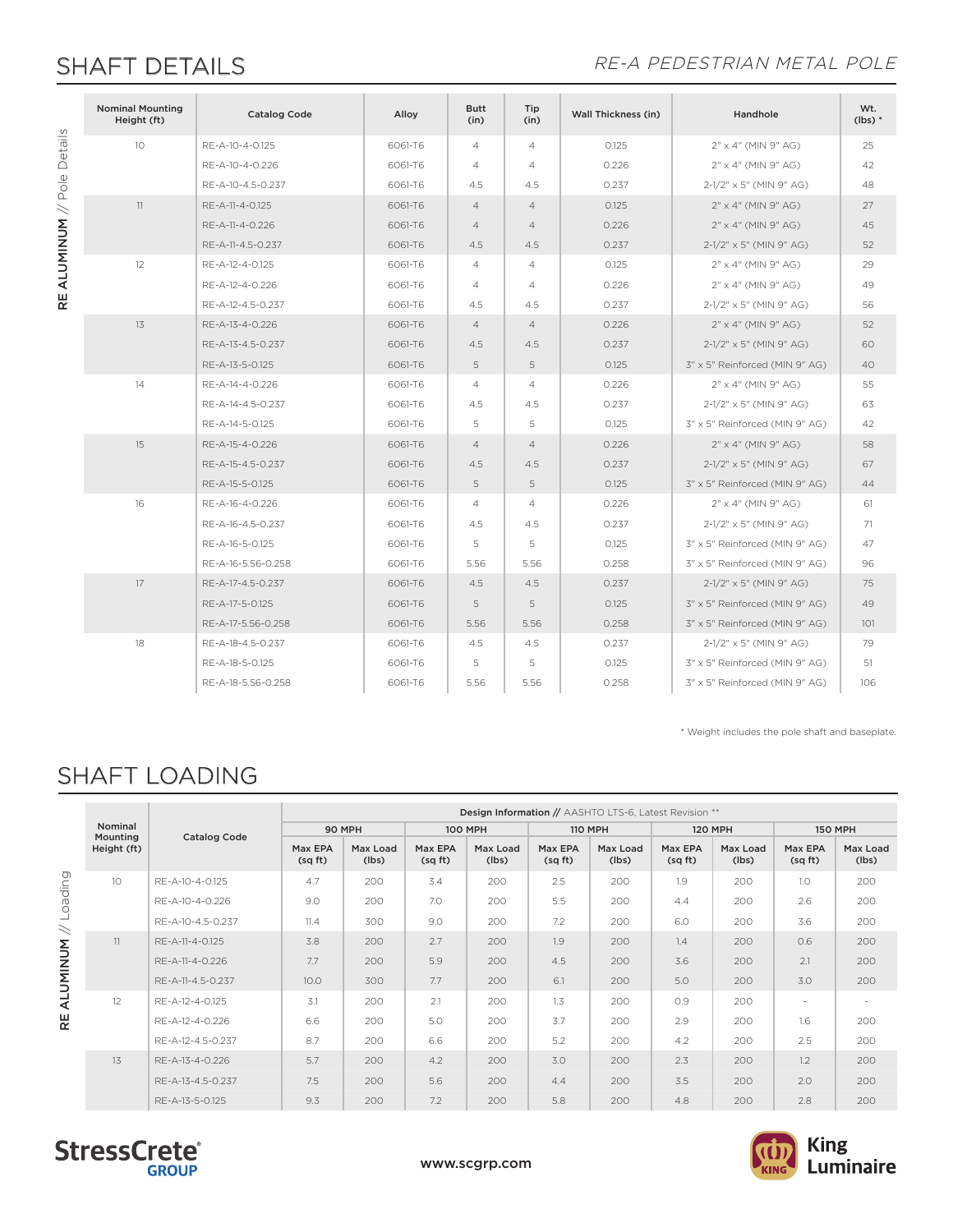## SHAFT DETAILS

*RE-A PEDESTRIAN METAL POLE*

RE ALUMINUM // Pole Details

| Nominal Mounting Height (ft) | Catalog Code | Alloy | Butt (in) | Tip (in) | Wall Thickness (in) | Handhole | Wt. (lbs) * |
|---|---|---|---|---|---|---|---|
| 10 | RE-A-10-4-0.125 | 6061-T6 | 4 | 4 | 0.125 | 2" x 4" (MIN 9" AG) | 25 |
| | RE-A-10-4-0.226 | 6061-T6 | 4 | 4 | 0.226 | 2" x 4" (MIN 9" AG) | 42 |
| | RE-A-10-4.5-0.237 | 6061-T6 | 4.5 | 4.5 | 0.237 | 2-1/2" x 5" (MIN 9" AG) | 48 |
| 11 | RE-A-11-4-0.125 | 6061-T6 | 4 | 4 | 0.125 | 2" x 4" (MIN 9" AG) | 27 |
| | RE-A-11-4-0.226 | 6061-T6 | 4 | 4 | 0.226 | 2" x 4" (MIN 9" AG) | 45 |
| | RE-A-11-4.5-0.237 | 6061-T6 | 4.5 | 4.5 | 0.237 | 2-1/2" x 5" (MIN 9" AG) | 52 |
| 12 | RE-A-12-4-0.125 | 6061-T6 | 4 | 4 | 0.125 | 2" x 4" (MIN 9" AG) | 29 |
| | RE-A-12-4-0.226 | 6061-T6 | 4 | 4 | 0.226 | 2" x 4" (MIN 9" AG) | 49 |
| | RE-A-12-4.5-0.237 | 6061-T6 | 4.5 | 4.5 | 0.237 | 2-1/2" x 5" (MIN 9" AG) | 56 |
| 13 | RE-A-13-4-0.226 | 6061-T6 | 4 | 4 | 0.226 | 2" x 4" (MIN 9" AG) | 52 |
| | RE-A-13-4.5-0.237 | 6061-T6 | 4.5 | 4.5 | 0.237 | 2-1/2" x 5" (MIN 9" AG) | 60 |
| | RE-A-13-5-0.125 | 6061-T6 | 5 | 5 | 0.125 | 3" x 5" Reinforced (MIN 9" AG) | 40 |
| 14 | RE-A-14-4-0.226 | 6061-T6 | 4 | 4 | 0.226 | 2" x 4" (MIN 9" AG) | 55 |
| | RE-A-14-4.5-0.237 | 6061-T6 | 4.5 | 4.5 | 0.237 | 2-1/2" x 5" (MIN 9" AG) | 63 |
| | RE-A-14-5-0.125 | 6061-T6 | 5 | 5 | 0.125 | 3" x 5" Reinforced (MIN 9" AG) | 42 |
| 15 | RE-A-15-4-0.226 | 6061-T6 | 4 | 4 | 0.226 | 2" x 4" (MIN 9" AG) | 58 |
| | RE-A-15-4.5-0.237 | 6061-T6 | 4.5 | 4.5 | 0.237 | 2-1/2" x 5" (MIN 9" AG) | 67 |
| | RE-A-15-5-0.125 | 6061-T6 | 5 | 5 | 0.125 | 3" x 5" Reinforced (MIN 9" AG) | 44 |
| 16 | RE-A-16-4-0.226 | 6061-T6 | 4 | 4 | 0.226 | 2" x 4" (MIN 9" AG) | 61 |
| | RE-A-16-4.5-0.237 | 6061-T6 | 4.5 | 4.5 | 0.237 | 2-1/2" x 5" (MIN 9" AG) | 71 |
| | RE-A-16-5-0.125 | 6061-T6 | 5 | 5 | 0.125 | 3" x 5" Reinforced (MIN 9" AG) | 47 |
| | RE-A-16-5.56-0.258 | 6061-T6 | 5.56 | 5.56 | 0.258 | 3" x 5" Reinforced (MIN 9" AG) | 96 |
| 17 | RE-A-17-4.5-0.237 | 6061-T6 | 4.5 | 4.5 | 0.237 | 2-1/2" x 5" (MIN 9" AG) | 75 |
| | RE-A-17-5-0.125 | 6061-T6 | 5 | 5 | 0.125 | 3" x 5" Reinforced (MIN 9" AG) | 49 |
| | RE-A-17-5.56-0.258 | 6061-T6 | 5.56 | 5.56 | 0.258 | 3" x 5" Reinforced (MIN 9" AG) | 101 |
| 18 | RE-A-18-4.5-0.237 | 6061-T6 | 4.5 | 4.5 | 0.237 | 2-1/2" x 5" (MIN 9" AG) | 79 |
| | RE-A-18-5-0.125 | 6061-T6 | 5 | 5 | 0.125 | 3" x 5" Reinforced (MIN 9" AG) | 51 |
| | RE-A-18-5.56-0.258 | 6061-T6 | 5.56 | 5.56 | 0.258 | 3" x 5" Reinforced (MIN 9" AG) | 106 |

\* Weight includes the pole shaft and baseplate.

## SHAFT LOADING

RE ALUMINUM // Loading

| Nominal Mounting Height (ft) | Catalog Code | Design Information // AASHTO LTS-6, Latest Revision ** | | | | | | | | | |
|---|---|---|---|---|---|---|---|---|---|---|---|
| | | 90 MPH | | 100 MPH | | 110 MPH | | 120 MPH | | 150 MPH | |
| | | Max EPA (sq ft) | Max Load (lbs) | Max EPA (sq ft) | Max Load (lbs) | Max EPA (sq ft) | Max Load (lbs) | Max EPA (sq ft) | Max Load (lbs) | Max EPA (sq ft) | Max Load (lbs) |
| 10 | RE-A-10-4-0.125 | 4.7 | 200 | 3.4 | 200 | 2.5 | 200 | 1.9 | 200 | 1.0 | 200 |
| | RE-A-10-4-0.226 | 9.0 | 200 | 7.0 | 200 | 5.5 | 200 | 4.4 | 200 | 2.6 | 200 |
| | RE-A-10-4.5-0.237 | 11.4 | 300 | 9.0 | 200 | 7.2 | 200 | 6.0 | 200 | 3.6 | 200 |
| 11 | RE-A-11-4-0.125 | 3.8 | 200 | 2.7 | 200 | 1.9 | 200 | 1.4 | 200 | 0.6 | 200 |
| | RE-A-11-4-0.226 | 7.7 | 200 | 5.9 | 200 | 4.5 | 200 | 3.6 | 200 | 2.1 | 200 |
| | RE-A-11-4.5-0.237 | 10.0 | 300 | 7.7 | 200 | 6.1 | 200 | 5.0 | 200 | 3.0 | 200 |
| 12 | RE-A-12-4-0.125 | 3.1 | 200 | 2.1 | 200 | 1.3 | 200 | 0.9 | 200 | - | - |
| | RE-A-12-4-0.226 | 6.6 | 200 | 5.0 | 200 | 3.7 | 200 | 2.9 | 200 | 1.6 | 200 |
| | RE-A-12-4.5-0.237 | 8.7 | 200 | 6.6 | 200 | 5.2 | 200 | 4.2 | 200 | 2.5 | 200 |
| 13 | RE-A-13-4-0.226 | 5.7 | 200 | 4.2 | 200 | 3.0 | 200 | 2.3 | 200 | 1.2 | 200 |
| | RE-A-13-4.5-0.237 | 7.5 | 200 | 5.6 | 200 | 4.4 | 200 | 3.5 | 200 | 2.0 | 200 |
| | RE-A-13-5-0.125 | 9.3 | 200 | 7.2 | 200 | 5.8 | 200 | 4.8 | 200 | 2.8 | 200 |

StressCrete GROUP

www.scgrp.com

King Luminaire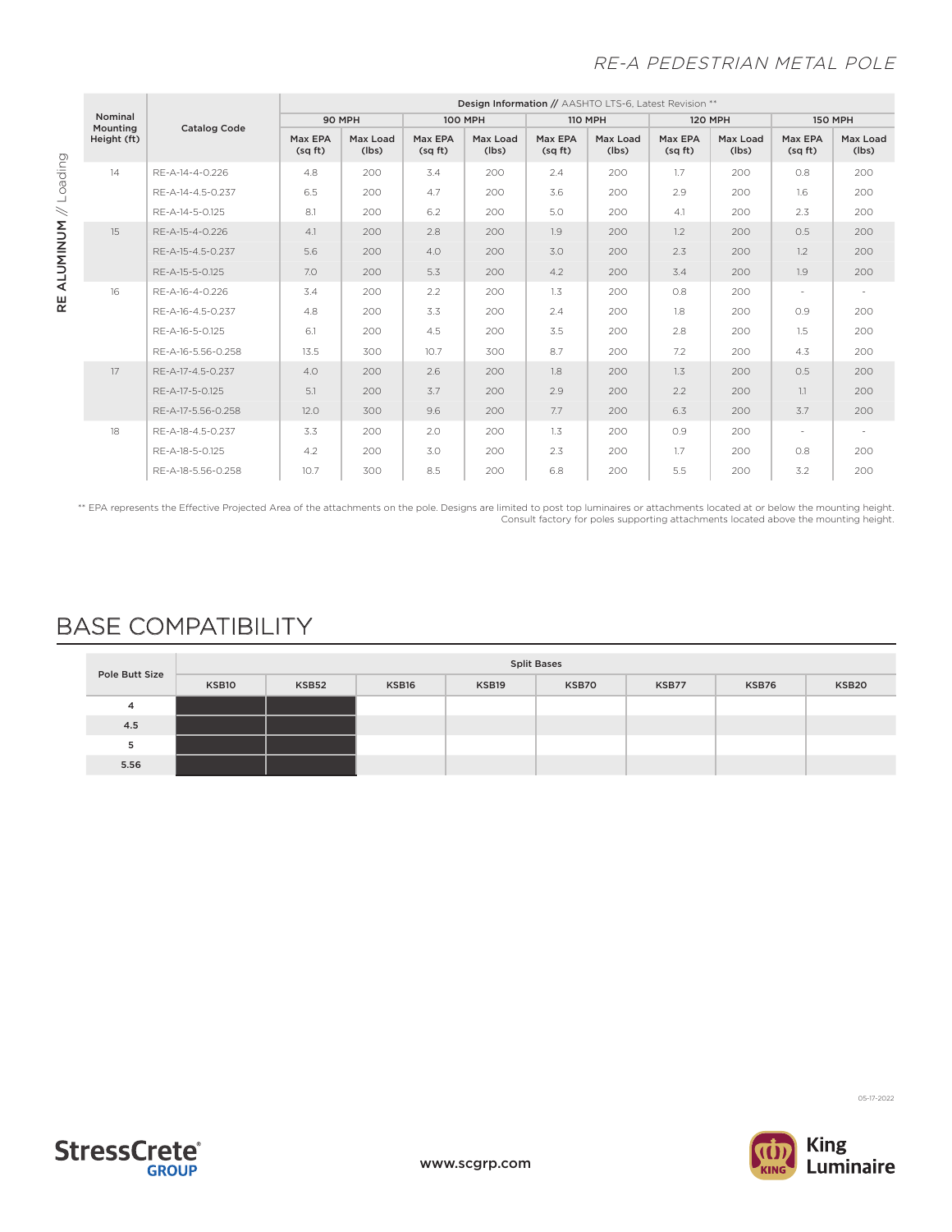# RE-A PEDESTRIAN METAL POLE

RE ALUMINUM // Loading

| Nominal Mounting Height (ft) | Catalog Code | Design Information // AASHTO LTS-6, Latest Revision ** | | | | | | | | | |
|---|---|---|---|---|---|---|---|---|---|---|---|
| | | 90 MPH | | 100 MPH | | 110 MPH | | 120 MPH | | 150 MPH | |
| | | Max EPA (sq ft) | Max Load (lbs) | Max EPA (sq ft) | Max Load (lbs) | Max EPA (sq ft) | Max Load (lbs) | Max EPA (sq ft) | Max Load (lbs) | Max EPA (sq ft) | Max Load (lbs) |
| 14 | RE-A-14-4-0.226 | 4.8 | 200 | 3.4 | 200 | 2.4 | 200 | 1.7 | 200 | 0.8 | 200 |
| | RE-A-14-4.5-0.237 | 6.5 | 200 | 4.7 | 200 | 3.6 | 200 | 2.9 | 200 | 1.6 | 200 |
| | RE-A-14-5-0.125 | 8.1 | 200 | 6.2 | 200 | 5.0 | 200 | 4.1 | 200 | 2.3 | 200 |
| 15 | RE-A-15-4-0.226 | 4.1 | 200 | 2.8 | 200 | 1.9 | 200 | 1.2 | 200 | 0.5 | 200 |
| | RE-A-15-4.5-0.237 | 5.6 | 200 | 4.0 | 200 | 3.0 | 200 | 2.3 | 200 | 1.2 | 200 |
| | RE-A-15-5-0.125 | 7.0 | 200 | 5.3 | 200 | 4.2 | 200 | 3.4 | 200 | 1.9 | 200 |
| 16 | RE-A-16-4-0.226 | 3.4 | 200 | 2.2 | 200 | 1.3 | 200 | 0.8 | 200 | - | - |
| | RE-A-16-4.5-0.237 | 4.8 | 200 | 3.3 | 200 | 2.4 | 200 | 1.8 | 200 | 0.9 | 200 |
| | RE-A-16-5-0.125 | 6.1 | 200 | 4.5 | 200 | 3.5 | 200 | 2.8 | 200 | 1.5 | 200 |
| | RE-A-16-5.56-0.258 | 13.5 | 300 | 10.7 | 300 | 8.7 | 200 | 7.2 | 200 | 4.3 | 200 |
| 17 | RE-A-17-4.5-0.237 | 4.0 | 200 | 2.6 | 200 | 1.8 | 200 | 1.3 | 200 | 0.5 | 200 |
| | RE-A-17-5-0.125 | 5.1 | 200 | 3.7 | 200 | 2.9 | 200 | 2.2 | 200 | 1.1 | 200 |
| | RE-A-17-5.56-0.258 | 12.0 | 300 | 9.6 | 200 | 7.7 | 200 | 6.3 | 200 | 3.7 | 200 |
| 18 | RE-A-18-4.5-0.237 | 3.3 | 200 | 2.0 | 200 | 1.3 | 200 | 0.9 | 200 | - | - |
| | RE-A-18-5-0.125 | 4.2 | 200 | 3.0 | 200 | 2.3 | 200 | 1.7 | 200 | 0.8 | 200 |
| | RE-A-18-5.56-0.258 | 10.7 | 300 | 8.5 | 200 | 6.8 | 200 | 5.5 | 200 | 3.2 | 200 |

** EPA represents the Effective Projected Area of the attachments on the pole. Designs are limited to post top luminaires or attachments located at or below the mounting height. Consult factory for poles supporting attachments located above the mounting height.

## BASE COMPATIBILITY

| Pole Butt Size | Split Bases | | | | | | | |
|---|---|---|---|---|---|---|---|---|
| | KSB10 | KSB52 | KSB16 | KSB19 | KSB70 | KSB77 | KSB76 | KSB20 |
| 4 | ■ | ■ | | | | | | |
| 4.5 | ■ | ■ | | | | | | |
| 5 | ■ | ■ | | | | | | |
| 5.56 | ■ | ■ | | | | | | |

05-17-2022

StressCrete GROUP

www.scgrp.com

King Luminaire